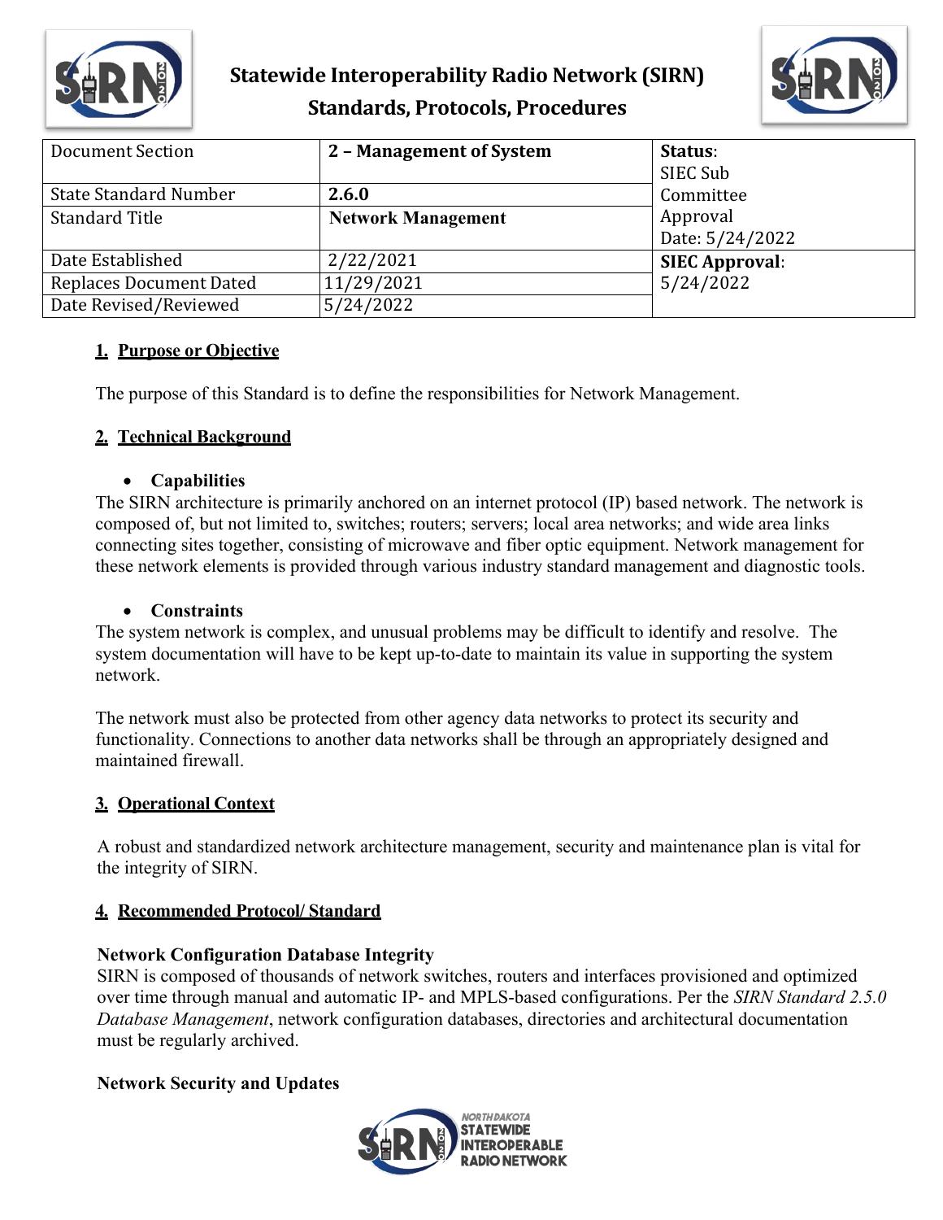# Statewide Interoperability Radio Network (SIRN)
## Standards, Protocols, Procedures

| Document Section | 2 – Management of System | Status: SIEC Sub Committee Approval Date: 5/24/2022 |
|---|---|---|
| State Standard Number | **2.6.0** | |
| Standard Title | **Network Management** | |
| Date Established | 2/22/2021 | **SIEC Approval**: 5/24/2022 |
| Replaces Document Dated | 11/29/2021 | |
| Date Revised/Reviewed | 5/24/2022 | |

## 1. Purpose or Objective

The purpose of this Standard is to define the responsibilities for Network Management.

## 2. Technical Background

- **Capabilities**

The SIRN architecture is primarily anchored on an internet protocol (IP) based network. The network is composed of, but not limited to, switches; routers; servers; local area networks; and wide area links connecting sites together, consisting of microwave and fiber optic equipment. Network management for these network elements is provided through various industry standard management and diagnostic tools.

- **Constraints**

The system network is complex, and unusual problems may be difficult to identify and resolve. The system documentation will have to be kept up-to-date to maintain its value in supporting the system network.

The network must also be protected from other agency data networks to protect its security and functionality. Connections to another data networks shall be through an appropriately designed and maintained firewall.

## 3. Operational Context

A robust and standardized network architecture management, security and maintenance plan is vital for the integrity of SIRN.

## 4. Recommended Protocol/ Standard

**Network Configuration Database Integrity**

SIRN is composed of thousands of network switches, routers and interfaces provisioned and optimized over time through manual and automatic IP- and MPLS-based configurations. Per the *SIRN Standard 2.5.0 Database Management*, network configuration databases, directories and architectural documentation must be regularly archived.

**Network Security and Updates**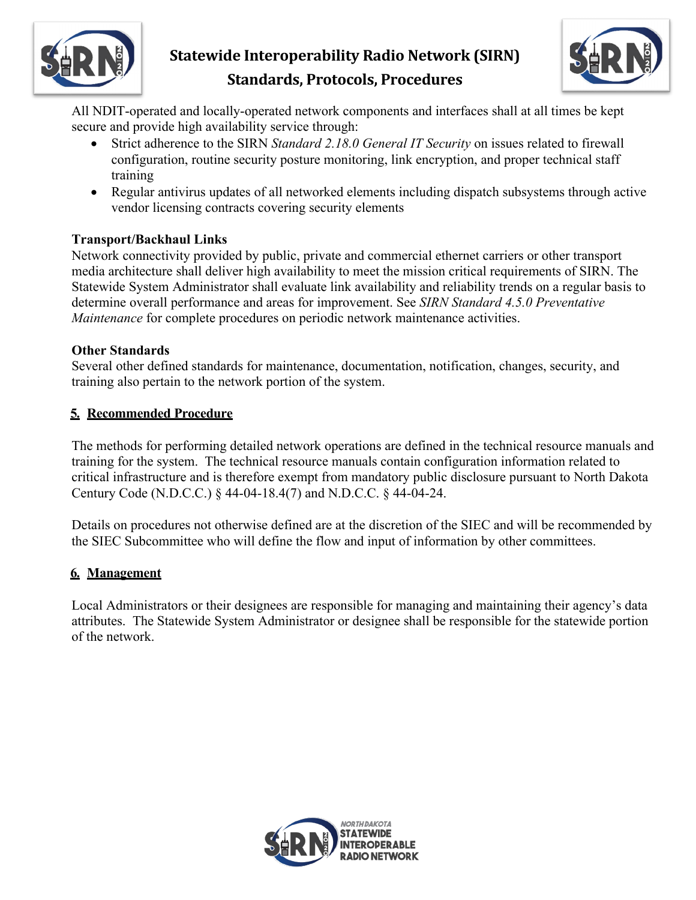All NDIT-operated and locally-operated network components and interfaces shall at all times be kept secure and provide high availability service through:

- Strict adherence to the SIRN *Standard 2.18.0 General IT Security* on issues related to firewall configuration, routine security posture monitoring, link encryption, and proper technical staff training
- Regular antivirus updates of all networked elements including dispatch subsystems through active vendor licensing contracts covering security elements

**Transport/Backhaul Links**

Network connectivity provided by public, private and commercial ethernet carriers or other transport media architecture shall deliver high availability to meet the mission critical requirements of SIRN. The Statewide System Administrator shall evaluate link availability and reliability trends on a regular basis to determine overall performance and areas for improvement. See *SIRN Standard 4.5.0 Preventative Maintenance* for complete procedures on periodic network maintenance activities.

**Other Standards**

Several other defined standards for maintenance, documentation, notification, changes, security, and training also pertain to the network portion of the system.

## 5. Recommended Procedure

The methods for performing detailed network operations are defined in the technical resource manuals and training for the system. The technical resource manuals contain configuration information related to critical infrastructure and is therefore exempt from mandatory public disclosure pursuant to North Dakota Century Code (N.D.C.C.) § 44-04-18.4(7) and N.D.C.C. § 44-04-24.

Details on procedures not otherwise defined are at the discretion of the SIEC and will be recommended by the SIEC Subcommittee who will define the flow and input of information by other committees.

## 6. Management

Local Administrators or their designees are responsible for managing and maintaining their agency's data attributes. The Statewide System Administrator or designee shall be responsible for the statewide portion of the network.